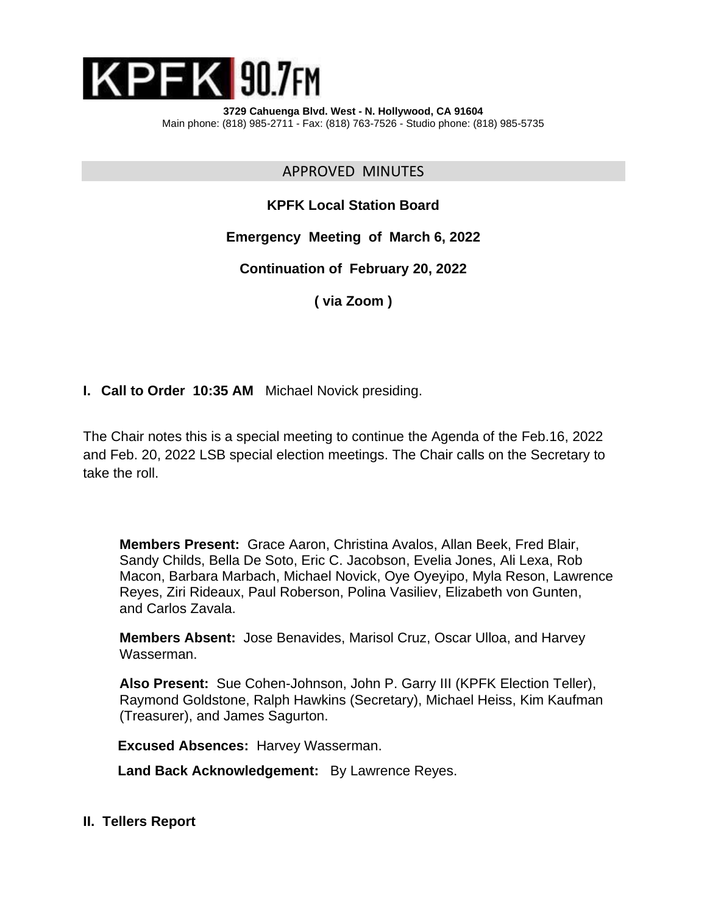# KPFK 90.7FM

**3729 Cahuenga Blvd. West - N. Hollywood, CA 91604**
Main phone: (818) 985-2711 - Fax: (818) 763-7526 - Studio phone: (818) 985-5735

## APPROVED MINUTES

**KPFK Local Station Board**

**Emergency Meeting of March 6, 2022**

**Continuation of February 20, 2022**

**( via Zoom )**

**I. Call to Order 10:35 AM** Michael Novick presiding.

The Chair notes this is a special meeting to continue the Agenda of the Feb.16, 2022 and Feb. 20, 2022 LSB special election meetings. The Chair calls on the Secretary to take the roll.

**Members Present:** Grace Aaron, Christina Avalos, Allan Beek, Fred Blair, Sandy Childs, Bella De Soto, Eric C. Jacobson, Evelia Jones, Ali Lexa, Rob Macon, Barbara Marbach, Michael Novick, Oye Oyeyipo, Myla Reson, Lawrence Reyes, Ziri Rideaux, Paul Roberson, Polina Vasiliev, Elizabeth von Gunten, and Carlos Zavala.

**Members Absent:** Jose Benavides, Marisol Cruz, Oscar Ulloa, and Harvey Wasserman.

**Also Present:** Sue Cohen-Johnson, John P. Garry III (KPFK Election Teller), Raymond Goldstone, Ralph Hawkins (Secretary), Michael Heiss, Kim Kaufman (Treasurer), and James Sagurton.

**Excused Absences:** Harvey Wasserman.

**Land Back Acknowledgement:** By Lawrence Reyes.

**II. Tellers Report**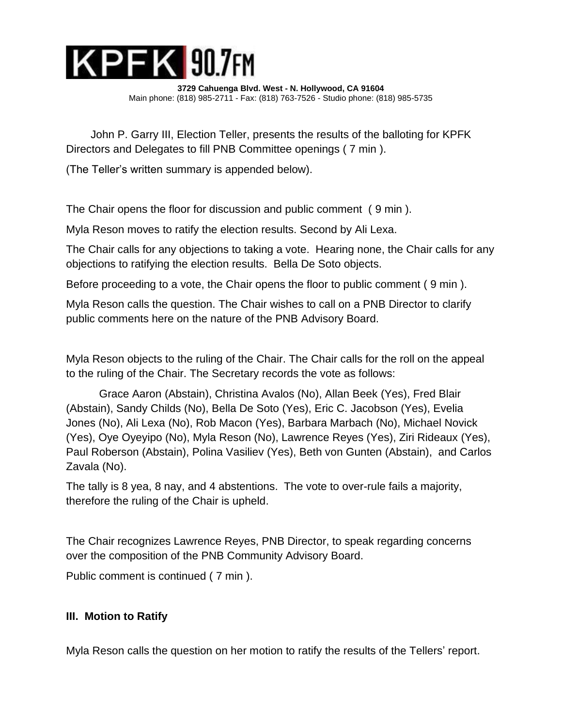John P. Garry III, Election Teller, presents the results of the balloting for KPFK Directors and Delegates to fill PNB Committee openings ( 7 min ).

(The Teller's written summary is appended below).

The Chair opens the floor for discussion and public comment ( 9 min ).

Myla Reson moves to ratify the election results. Second by Ali Lexa.

The Chair calls for any objections to taking a vote. Hearing none, the Chair calls for any objections to ratifying the election results. Bella De Soto objects.

Before proceeding to a vote, the Chair opens the floor to public comment ( 9 min ).

Myla Reson calls the question. The Chair wishes to call on a PNB Director to clarify public comments here on the nature of the PNB Advisory Board.

Myla Reson objects to the ruling of the Chair. The Chair calls for the roll on the appeal to the ruling of the Chair. The Secretary records the vote as follows:

Grace Aaron (Abstain), Christina Avalos (No), Allan Beek (Yes), Fred Blair (Abstain), Sandy Childs (No), Bella De Soto (Yes), Eric C. Jacobson (Yes), Evelia Jones (No), Ali Lexa (No), Rob Macon (Yes), Barbara Marbach (No), Michael Novick (Yes), Oye Oyeyipo (No), Myla Reson (No), Lawrence Reyes (Yes), Ziri Rideaux (Yes), Paul Roberson (Abstain), Polina Vasiliev (Yes), Beth von Gunten (Abstain), and Carlos Zavala (No).

The tally is 8 yea, 8 nay, and 4 abstentions. The vote to over-rule fails a majority, therefore the ruling of the Chair is upheld.

The Chair recognizes Lawrence Reyes, PNB Director, to speak regarding concerns over the composition of the PNB Community Advisory Board.

Public comment is continued ( 7 min ).

### III. Motion to Ratify

Myla Reson calls the question on her motion to ratify the results of the Tellers' report.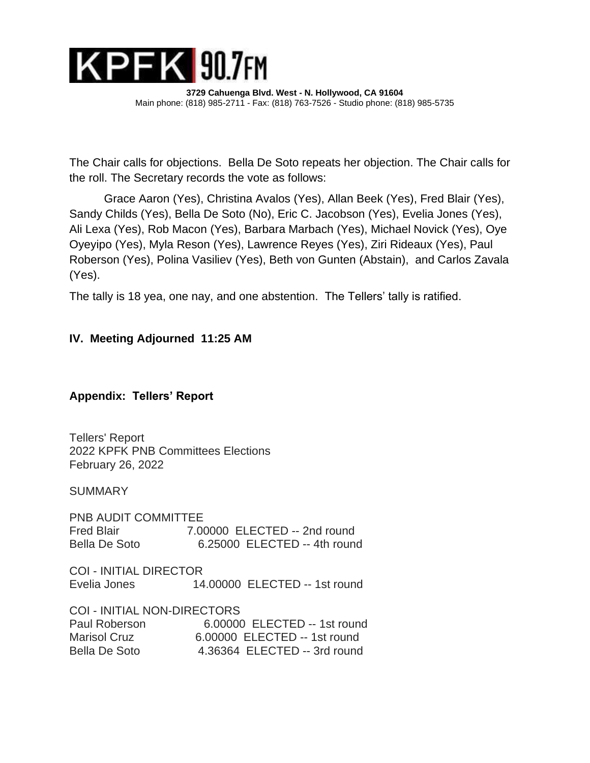The Chair calls for objections. Bella De Soto repeats her objection. The Chair calls for the roll. The Secretary records the vote as follows:

Grace Aaron (Yes), Christina Avalos (Yes), Allan Beek (Yes), Fred Blair (Yes), Sandy Childs (Yes), Bella De Soto (No), Eric C. Jacobson (Yes), Evelia Jones (Yes), Ali Lexa (Yes), Rob Macon (Yes), Barbara Marbach (Yes), Michael Novick (Yes), Oye Oyeyipo (Yes), Myla Reson (Yes), Lawrence Reyes (Yes), Ziri Rideaux (Yes), Paul Roberson (Yes), Polina Vasiliev (Yes), Beth von Gunten (Abstain), and Carlos Zavala (Yes).

The tally is 18 yea, one nay, and one abstention. The Tellers' tally is ratified.

## IV. Meeting Adjourned 11:25 AM

## Appendix: Tellers' Report

Tellers' Report
2022 KPFK PNB Committees Elections
February 26, 2022

SUMMARY

PNB AUDIT COMMITTEE

| | | |
|---|---|---|
| Fred Blair | 7.00000 | ELECTED -- 2nd round |
| Bella De Soto | 6.25000 | ELECTED -- 4th round |

COI - INITIAL DIRECTOR

| | | |
|---|---|---|
| Evelia Jones | 14.00000 | ELECTED -- 1st round |

COI - INITIAL NON-DIRECTORS

| | | |
|---|---|---|
| Paul Roberson | 6.00000 | ELECTED -- 1st round |
| Marisol Cruz | 6.00000 | ELECTED -- 1st round |
| Bella De Soto | 4.36364 | ELECTED -- 3rd round |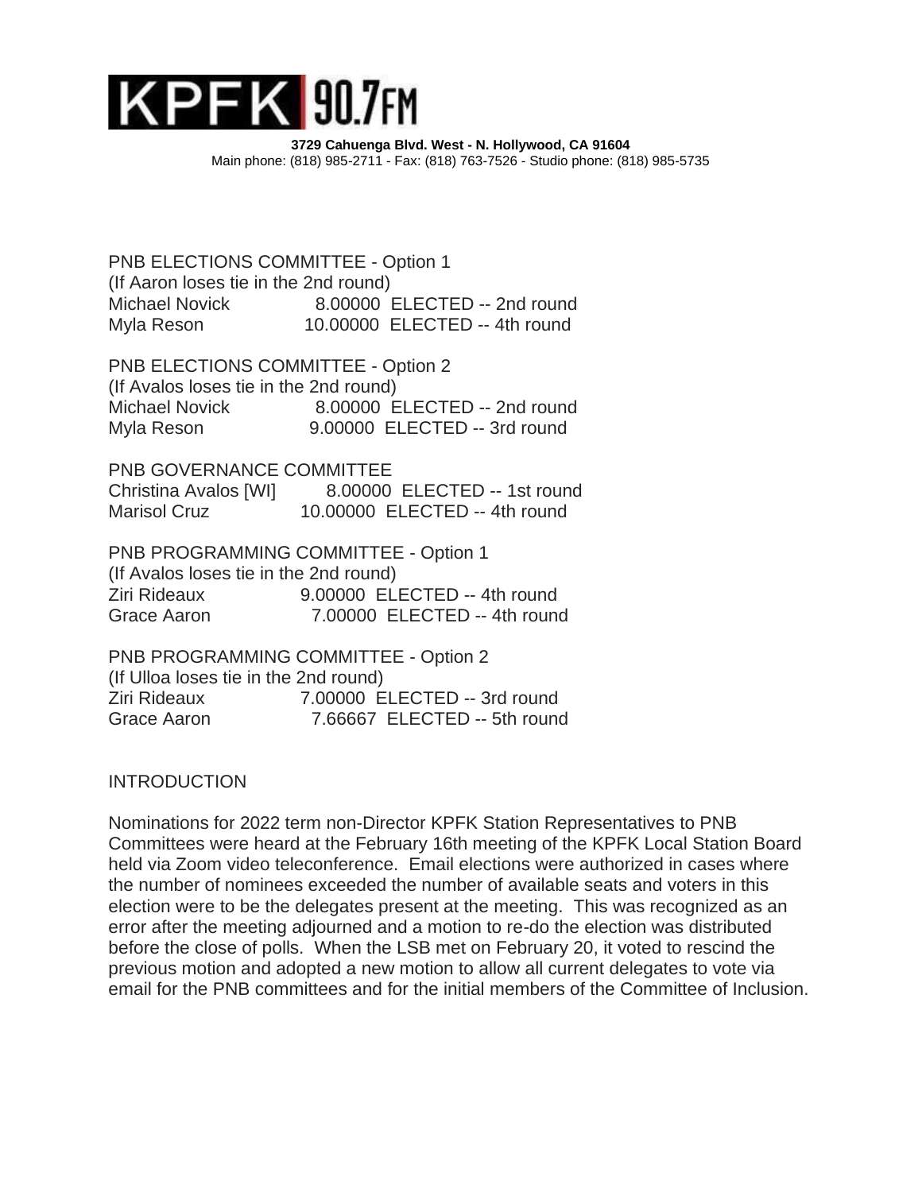**3729 Cahuenga Blvd. West - N. Hollywood, CA 91604**
Main phone: (818) 985-2711 - Fax: (818) 763-7526 - Studio phone: (818) 985-5735

PNB ELECTIONS COMMITTEE - Option 1
(If Aaron loses tie in the 2nd round)

| | | |
|---|---|---|
| Michael Novick | 8.00000 | ELECTED -- 2nd round |
| Myla Reson | 10.00000 | ELECTED -- 4th round |

PNB ELECTIONS COMMITTEE - Option 2
(If Avalos loses tie in the 2nd round)

| | | |
|---|---|---|
| Michael Novick | 8.00000 | ELECTED -- 2nd round |
| Myla Reson | 9.00000 | ELECTED -- 3rd round |

PNB GOVERNANCE COMMITTEE

| | | |
|---|---|---|
| Christina Avalos [WI] | 8.00000 | ELECTED -- 1st round |
| Marisol Cruz | 10.00000 | ELECTED -- 4th round |

PNB PROGRAMMING COMMITTEE - Option 1
(If Avalos loses tie in the 2nd round)

| | | |
|---|---|---|
| Ziri Rideaux | 9.00000 | ELECTED -- 4th round |
| Grace Aaron | 7.00000 | ELECTED -- 4th round |

PNB PROGRAMMING COMMITTEE - Option 2
(If Ulloa loses tie in the 2nd round)

| | | |
|---|---|---|
| Ziri Rideaux | 7.00000 | ELECTED -- 3rd round |
| Grace Aaron | 7.66667 | ELECTED -- 5th round |

INTRODUCTION

Nominations for 2022 term non-Director KPFK Station Representatives to PNB Committees were heard at the February 16th meeting of the KPFK Local Station Board held via Zoom video teleconference. Email elections were authorized in cases where the number of nominees exceeded the number of available seats and voters in this election were to be the delegates present at the meeting. This was recognized as an error after the meeting adjourned and a motion to re-do the election was distributed before the close of polls. When the LSB met on February 20, it voted to rescind the previous motion and adopted a new motion to allow all current delegates to vote via email for the PNB committees and for the initial members of the Committee of Inclusion.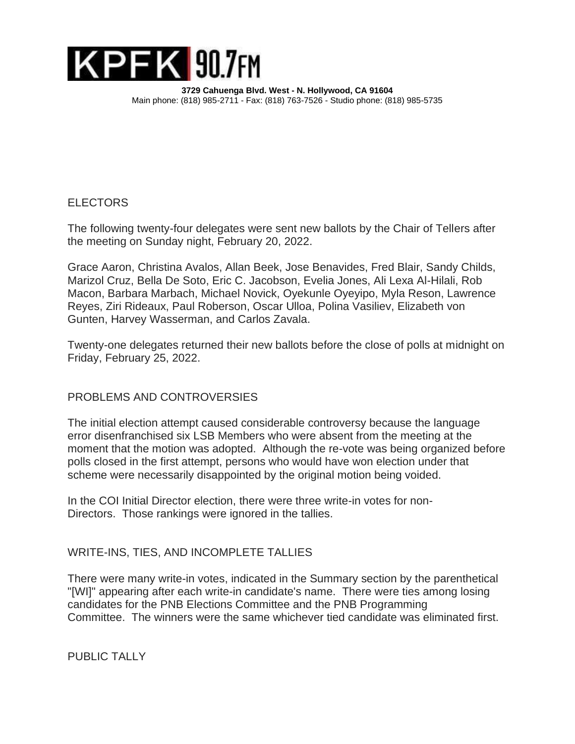KPFK 90.7FM

**3729 Cahuenga Blvd. West - N. Hollywood, CA 91604**
Main phone: (818) 985-2711 - Fax: (818) 763-7526 - Studio phone: (818) 985-5735

## ELECTORS

The following twenty-four delegates were sent new ballots by the Chair of Tellers after the meeting on Sunday night, February 20, 2022.

Grace Aaron, Christina Avalos, Allan Beek, Jose Benavides, Fred Blair, Sandy Childs, Marizol Cruz, Bella De Soto, Eric C. Jacobson, Evelia Jones, Ali Lexa Al-Hilali, Rob Macon, Barbara Marbach, Michael Novick, Oyekunle Oyeyipo, Myla Reson, Lawrence Reyes, Ziri Rideaux, Paul Roberson, Oscar Ulloa, Polina Vasiliev, Elizabeth von Gunten, Harvey Wasserman, and Carlos Zavala.

Twenty-one delegates returned their new ballots before the close of polls at midnight on Friday, February 25, 2022.

## PROBLEMS AND CONTROVERSIES

The initial election attempt caused considerable controversy because the language error disenfranchised six LSB Members who were absent from the meeting at the moment that the motion was adopted. Although the re-vote was being organized before polls closed in the first attempt, persons who would have won election under that scheme were necessarily disappointed by the original motion being voided.

In the COI Initial Director election, there were three write-in votes for non-Directors. Those rankings were ignored in the tallies.

## WRITE-INS, TIES, AND INCOMPLETE TALLIES

There were many write-in votes, indicated in the Summary section by the parenthetical "[WI]" appearing after each write-in candidate's name. There were ties among losing candidates for the PNB Elections Committee and the PNB Programming Committee. The winners were the same whichever tied candidate was eliminated first.

## PUBLIC TALLY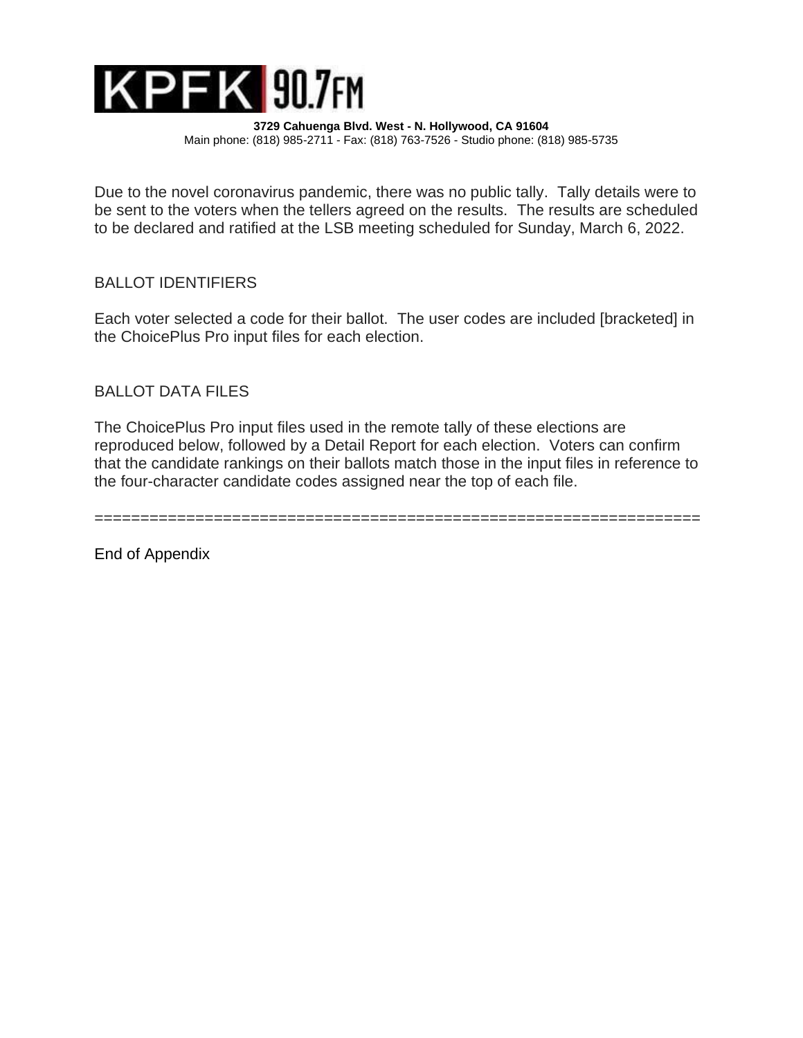**3729 Cahuenga Blvd. West - N. Hollywood, CA 91604**
Main phone: (818) 985-2711 - Fax: (818) 763-7526 - Studio phone: (818) 985-5735

Due to the novel coronavirus pandemic, there was no public tally. Tally details were to be sent to the voters when the tellers agreed on the results. The results are scheduled to be declared and ratified at the LSB meeting scheduled for Sunday, March 6, 2022.

BALLOT IDENTIFIERS

Each voter selected a code for their ballot. The user codes are included [bracketed] in the ChoicePlus Pro input files for each election.

BALLOT DATA FILES

The ChoicePlus Pro input files used in the remote tally of these elections are reproduced below, followed by a Detail Report for each election. Voters can confirm that the candidate rankings on their ballots match those in the input files in reference to the four-character candidate codes assigned near the top of each file.

================================================================

End of Appendix